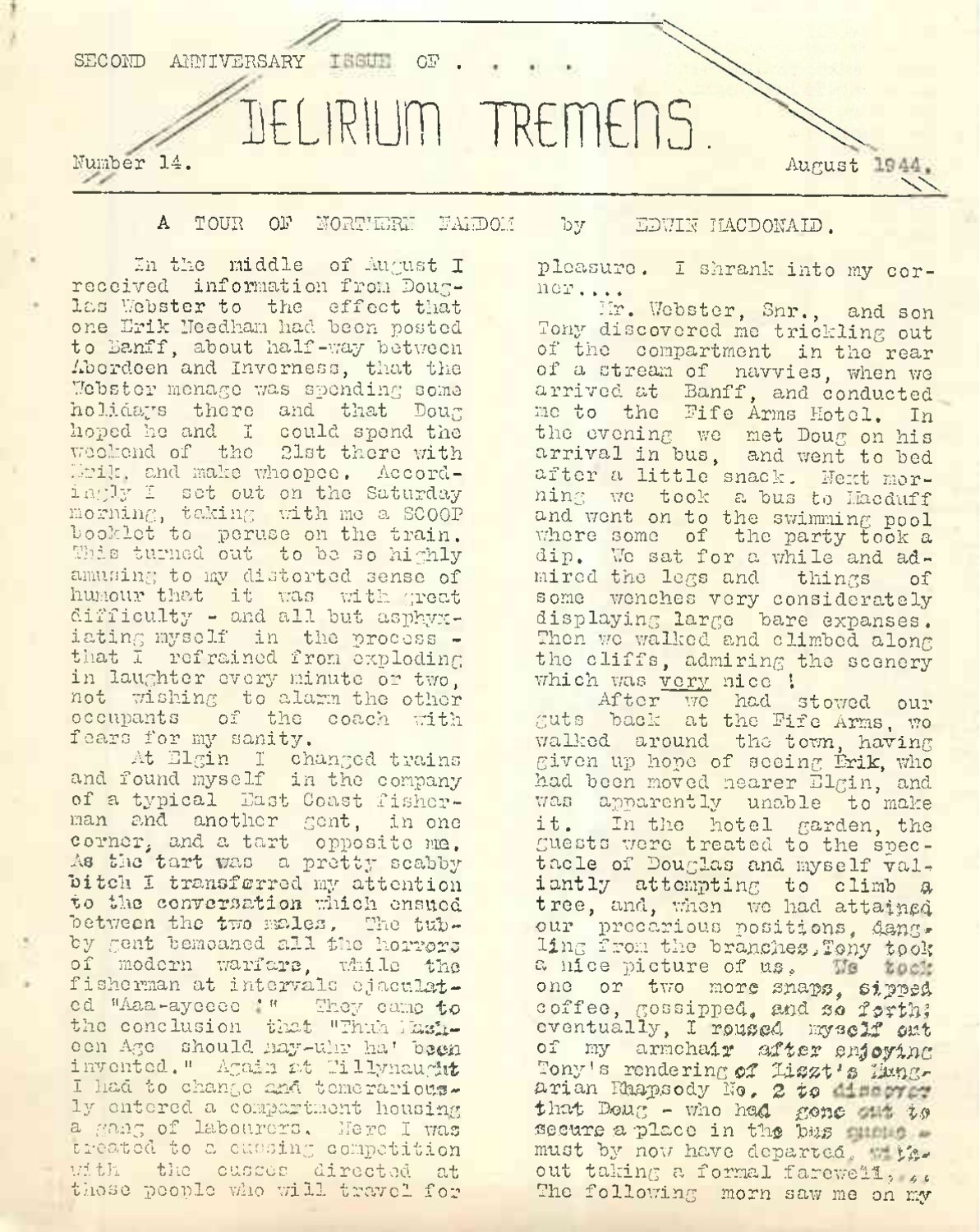SECOND ANNIVERSARY ISSUE OF . . . .

# DELIRIUM TREMENS.

Number 14. August 1944.

## A TOUR OF NORTHERN FANDOM by EDWIN MACDONALD.

In the middle of August I received information from Douglas Webster to the effect that one Erik Needham had been posted to Banff, about half-way between Aberdeen and Inverness, that the Webster menage was spending some holidays there and that Doug hoped he and I could spend the weekend of the 21st there with Erik, and make whoopee. Accordingly I set out on the Saturday morning, taking with me a SCOOP booklet to peruse on the train. This turned out to be so highly amusing to my distorted sense of humour that it was with great difficulty - and all but asphyxiating myself in the process - that I refrained from exploding in laughter every minute or two, not wishing to alarm the other occupants of the coach with fears for my sanity.

At Elgin I changed trains and found myself in the company of a typical East Coast fisherman and another gent, in one corner, and a tart opposite me. As the tart was a pretty scabby bitch I transferred my attention to the conversation which ensued between the two males. The tubby gent bemoaned all the horrors of modern warfare, while the fisherman at intervals ejaculated "Aaa-ayeeee !" They came to the conclusion that "Thuh Mash-een Age should nay-uhr ha' been invented." Again at Tillynaught I had to change and temerariously entered a compartment housing a gang of labourers. Here I was treated to a cussing competition with the cusses directed at those people who will travel for pleasure. I shrank into my corner....

Mr. Webster, Snr., and son Tony discovered me trickling out of the compartment in the rear of a stream of navvies, when we arrived at Banff, and conducted me to the Fife Arms Hotel. In the evening we met Doug on his arrival in bus, and went to bed after a little snack. Next morning we took a bus to Macduff and went on to the swimming pool where some of the party took a dip. We sat for a while and admired the legs and things of some wenches very considerately displaying large bare expanses. Then we walked and climbed along the cliffs, admiring the scenery which was very nice !

After we had stowed our guts back at the Fife Arms, we walked around the town, having given up hope of seeing Erik, who had been moved nearer Elgin, and was apparently unable to make it. In the hotel garden, the guests were treated to the spectacle of Douglas and myself valiantly attempting to climb a tree, and, when we had attained our precarious positions, dangling from the branches, Tony took a nice picture of us. We took one or two more snaps, sipped coffee, gossipped, and so forth; eventually, I roused myself out of my armchair after enjoying Tony's rendering of Liszt's Hungarian Rhapsody No. 2 to discover that Doug - who had gone out to secure a place in the bus queue - must by now have departed, without taking a formal farewell, ... The following morn saw me on my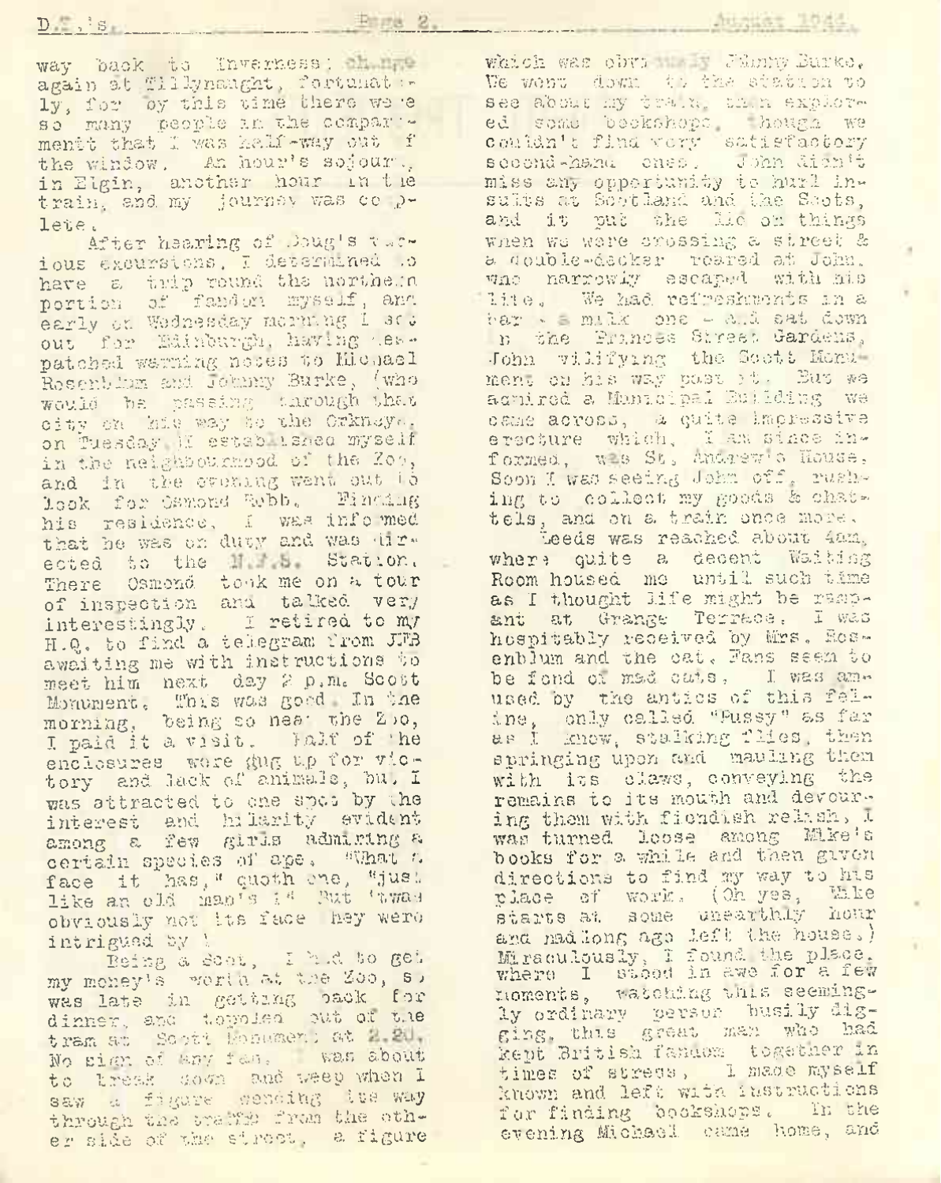way back to Inverness; change again at Tillynaught, fortunately, for by this time there were so many people in the compartment that I was half-way out of the window. An hour's sojourn, in Elgin, another hour in the train, and my journey was complete.

After hearing of Doug's various excursions, I determined to have a trip round the northern portion of fandom myself, and early on Wednesday morning I set out for Edinburgh, having despatched warning notes to Michael Rosenblum and Johnny Burke, (who would be passing through that city on his way to the Orkneys, on Tuesday.) I established myself in the neighbourhood of the Zoo, and in the evening went out to look for Osmond Robb. Finding his residence, I was informed that he was on duty and was directed to the N.F.S. Station. There Osmond took me on a tour of inspection and talked very interestingly. I retired to my H.Q. to find a telegram from JFB awaiting me with instructions to meet him next day 2 p.m. Scott Monument. This was good. In the morning, being so near the Zoo, I paid it a visit. Half of the enclosures were dug up for victory and lack of animals, but I was attracted to one spot by the interest and hilarity evident among a few girls admiring a certain species of ape. "What a face it has," quoth one, "just like an old man's !" But 'twas obviously not its face they were intrigued by !

Being a Scot, I had to get my money's worth at the Zoo, so was late in getting back for dinner, and toppled out of the tram at Scott Monument at 2.20. No sign of any fan. I was about to break down and weep when I saw a figure wending its way through the traffic from the other side of the street, a figure which was obviously Johnny Burke. We went down to the station to see about my train, then explored some bookshops, though we couldn't find very satisfactory second-hand ones. John didn't miss any opportunity to hurl insults at Scotland and the Scots, and it put the lid on things when we were crossing a street & a double-decker roared at John, who narrowly escaped with his life. We had refreshments in a bar - a milk one - and sat down in the Princes Street Gardens, John vilifying the Scott Monument on his way past it. But we admired a Municipal Building we came across, a quite impressive erecture which, I am since informed, was St. Andrew's House. Soon I was seeing John off, rushing to collect my goods & chattels, and on a train once more.

Leeds was reached about 4am, where quite a decent Waiting Room housed me until such time as I thought life might be rampant at Grange Terrace. I was hospitably received by Mrs. Rosenblum and the cat. Fans seem to be fond of mad cats. I was amused by the antics of this feline, only called "Pussy" as far as I know, stalking flies, then springing upon and mauling them with its claws, conveying the remains to its mouth and devouring them with fiendish relish. I was turned loose among Mike's books for a while and then given directions to find my way to his place of work. (Oh yes, Mike starts at some unearthly hour and mad long ago left the house.) Miraculously, I found the place, where I stood in awe for a few moments, watching this seemingly ordinary person busily digging, this great man who had kept British fandom together in times of stress. I made myself known and left with instructions for finding bookshops. In the evening Michael came home, and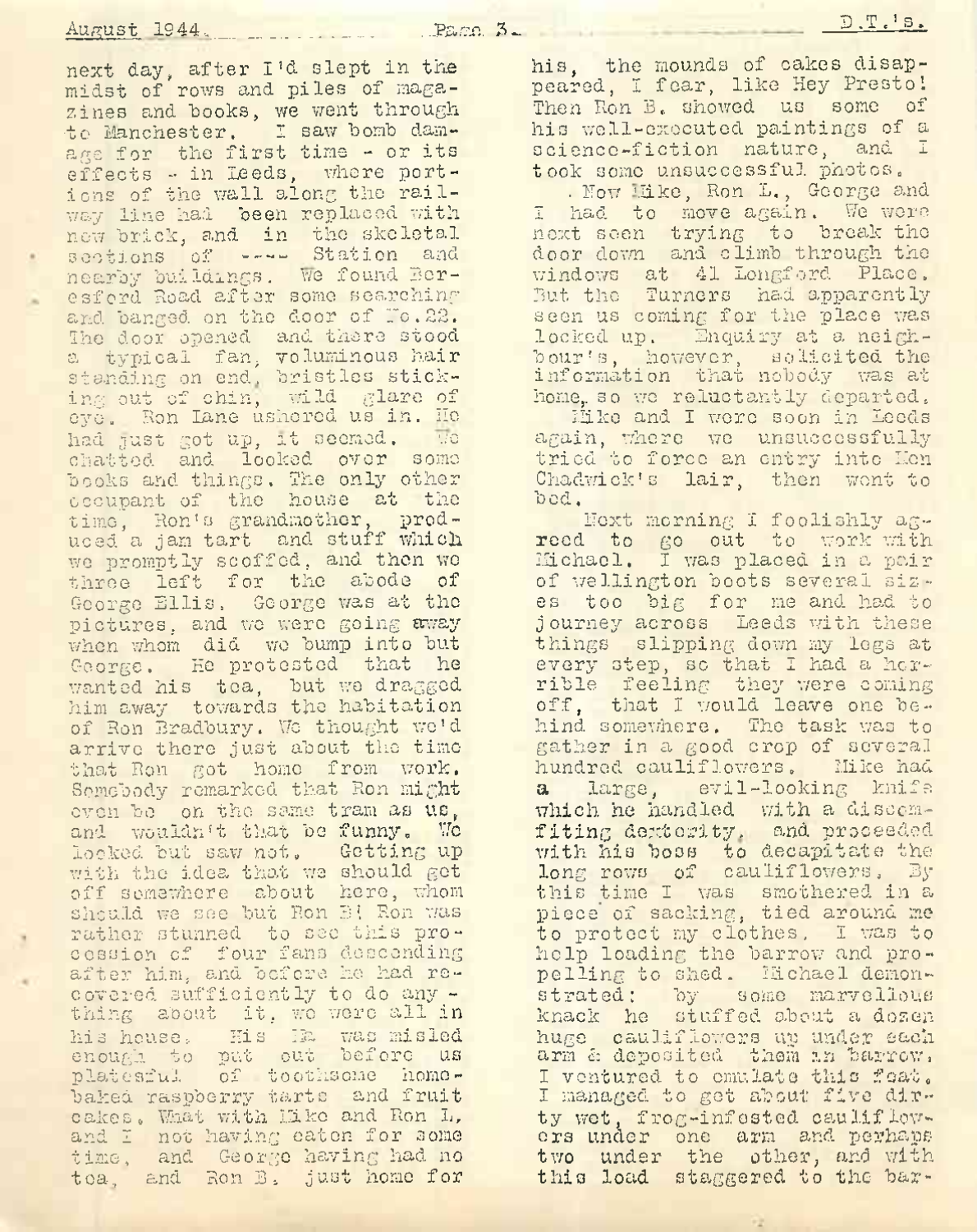next day, after I'd slept in the midst of rows and piles of magazines and books, we went through to Manchester. I saw bomb damage for the first time - or its effects - in Leeds, where portions of the wall along the railway line had been replaced with new brick, and in the skeletal sections of ---- Station and nearby buildings. We found Beresford Road after some searching and banged on the door of No.22. The door opened and there stood a typical fan, voluminous hair standing on end, bristles sticking out of chin, wild glare of eye. Ron Lane ushered us in. He had just got up, it seemed. We chatted and looked over some books and things. The only other occupant of the house at the time, Ron's grandmother, produced a jam tart and stuff which we promptly scoffed, and then we three left for the abode of George Ellis. George was at the pictures, and we were going away when whom did we bump into but George. He protested that he wanted his tea, but we dragged him away towards the habitation of Ron Bradbury. We thought we'd arrive there just about the time that Ron got home from work. Somebody remarked that Ron might even be on the same tram as us, and wouldn't that be funny. We looked but saw not. Getting up with the idea that we should get off somewhere about here, whom should we see but Ron B! Ron was rather stunned to see this procession of four fans descending after him, and before he had recovered sufficiently to do anything about it, we were all in his house. His Ma was misled enough to put out before us platesful of toothsome home-baked raspberry tarts and fruit cakes. What with Mike and Ron L, and I not having eaten for some time, and George having had no tea, and Ron B. just home for his, the mounds of cakes disappeared, I fear, like Hey Presto! Then Ron B. showed us some of his well-executed paintings of a science-fiction nature, and I took some unsuccessful photos.

Now Mike, Ron L., George and I had to move again. We were next seen trying to break the door down and climb through the windows at 41 Longford Place. But the Turners had apparently seen us coming for the place was locked up. Enquiry at a neighbour's, however, solicited the information that nobody was at home, so we reluctantly departed.

Mike and I were soon in Leeds again, where we unsuccessfully tried to force an entry into Ken Chadwick's lair, then went to bed.

Next morning I foolishly agreed to go out to work with Michael. I was placed in a pair of wellington boots several sizes too big for me and had to journey across Leeds with these things slipping down my legs at every step, so that I had a horrible feeling they were coming off, that I would leave one behind somewhere. The task was to gather in a good crop of several hundred cauliflowers. Mike had a large, evil-looking knife which he handled with a disconcerting dexterity, and proceeded with his boss to decapitate the long rows of cauliflowers. By this time I was smothered in a piece of sacking, tied around me to protect my clothes. I was to help loading the barrow and propelling to shed. Michael demonstrated: by some marvellous knack he stuffed about a dozen huge cauliflowers up under each arm & deposited them in barrow. I ventured to emulate this feat. I managed to get about five dirty wet, frog-infested cauliflowers under one arm and perhaps two under the other, and with this load staggered to the bar-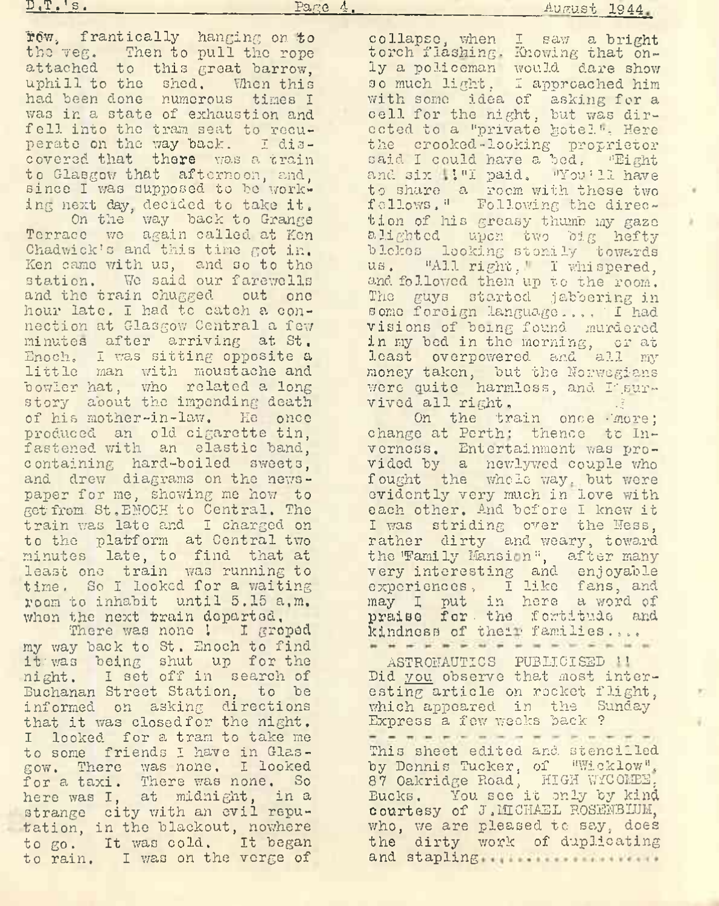row, frantically hanging on to the veg. Then to pull the rope attached to this great barrow, uphill to the shed. When this had been done numerous times I was in a state of exhaustion and fell into the tram seat to recuperate on the way back. I discovered that there was a train to Glasgow that afternoon, and, since I was supposed to be working next day, decided to take it.

On the way back to Grange Terrace we again called at Ken Chadwick's and this time got in. Ken came with us, and so to the station. We said our farewells and the train chugged out one hour late. I had to catch a connection at Glasgow Central a few minutes after arriving at St. Enoch. I was sitting opposite a little man with moustache and bowler hat, who related a long story about the impending death of his mother-in-law. He once produced an old cigarette tin, fastened with an elastic band, containing hard-boiled sweets, and drew diagrams on the newspaper for me, showing me how to get from St.ENOCH to Central. The train was late and I charged on to the platform at Central two minutes late, to find that at least one train was running to time. So I looked for a waiting room to inhabit until 5.15 a.m. when the next train departed.

There was none ! I groped my way back to St. Enoch to find it was being shut up for the night. I set off in search of Buchanan Street Station, to be informed on asking directions that it was closed for the night. I looked for a tram to take me to some friends I have in Glasgow. There was none. I looked for a taxi. There was none. So here was I, at midnight, in a strange city with an evil reputation, in the blackout, nowhere to go. It was cold. It began to rain. I was on the verge of collapse, when I saw a bright torch flashing. Knowing that only a policeman would dare show so much light, I approached him with some idea of asking for a cell for the night, but was directed to a "private hotel". Here the crooked-looking proprietor said I could have a bed. "Eight and six !!" I paid. "You'll have to share a room with these two fellows." Following the direction of his greasy thumb my gaze alighted upon two big hefty blokes looking stonily towards us. "All right," I whispered, and followed them up to the room. The guys started jabbering in some foreign language.... I had visions of being found murdered in my bed in the morning, or at least overpowered and all my money taken, but the Norwegians were quite harmless, and I survived all right.

On the train once more; change at Perth; thence to Inverness. Entertainment was provided by a newlywed couple who fought the whole way, but were evidently very much in love with each other. And before I knew it I was striding over the Ness, rather dirty and weary, toward the "Family Mansion", after many very interesting and enjoyable experiences. I like fans, and may I put in here a word of praise for the fortitude and kindness of their families....

- - - - - - - - - - - - - -

ASTRONAUTICS PUBLICISED !! Did *you* observe that most interesting article on rocket flight, which appeared in the Sunday Express a few weeks back ?

- - - - - - - - - - - - - - - - -

This sheet edited and stencilled by Dennis Tucker, of "Wicklow", 87 Oakridge Road, HIGH WYCOMBE, Bucks. You see it only by kind courtesy of J.MICHAEL ROSENBLUM, who, we are pleased to say, does the dirty work of duplicating and stapling...................